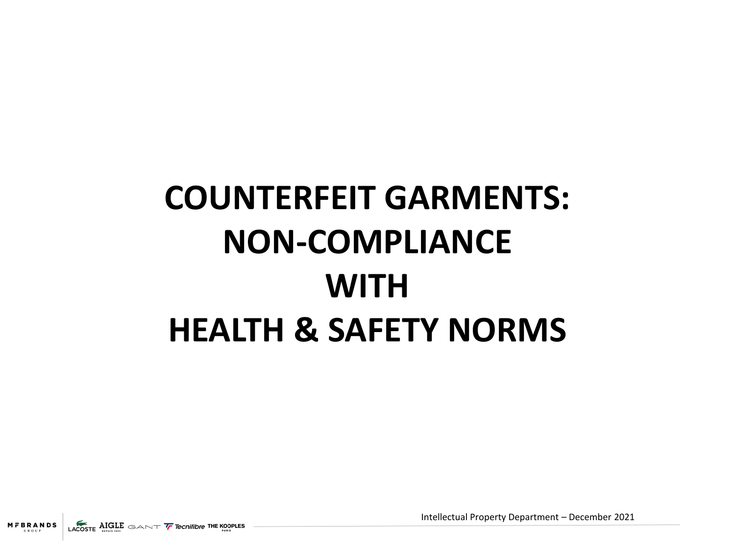# COUNTERFEIT GARMENTS: NON-COMPLIANCE WITH HEALTH & SAFETY NORMS

Intellectual Property Department – December 2021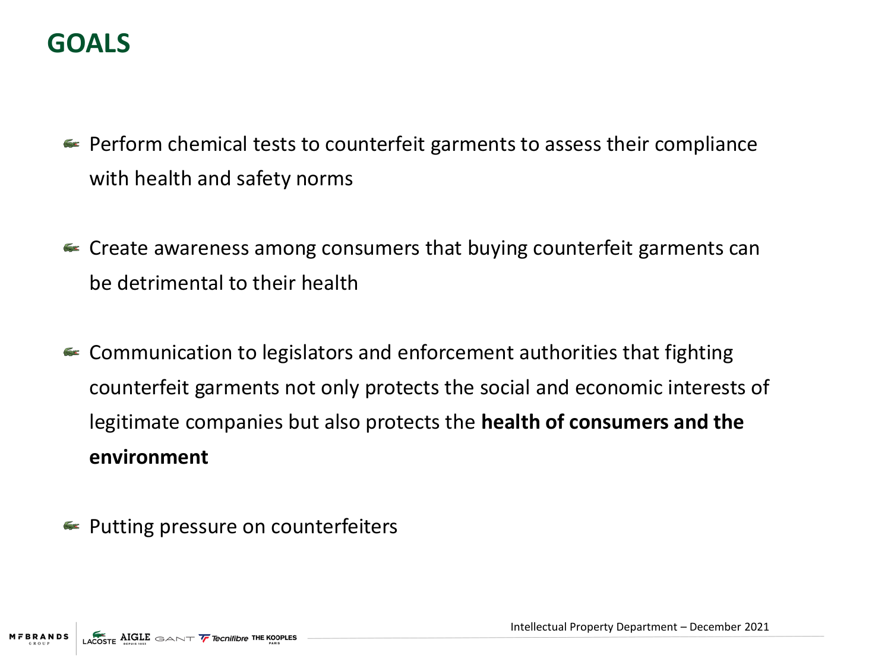# GOALS

- Perform chemical tests to counterfeit garments to assess their compliance with health and safety norms
- Create awareness among consumers that buying counterfeit garments can be detrimental to their health
- Communication to legislators and enforcement authorities that fighting counterfeit garments not only protects the social and economic interests of legitimate companies but also protects the **health of consumers and the environment**
- Putting pressure on counterfeiters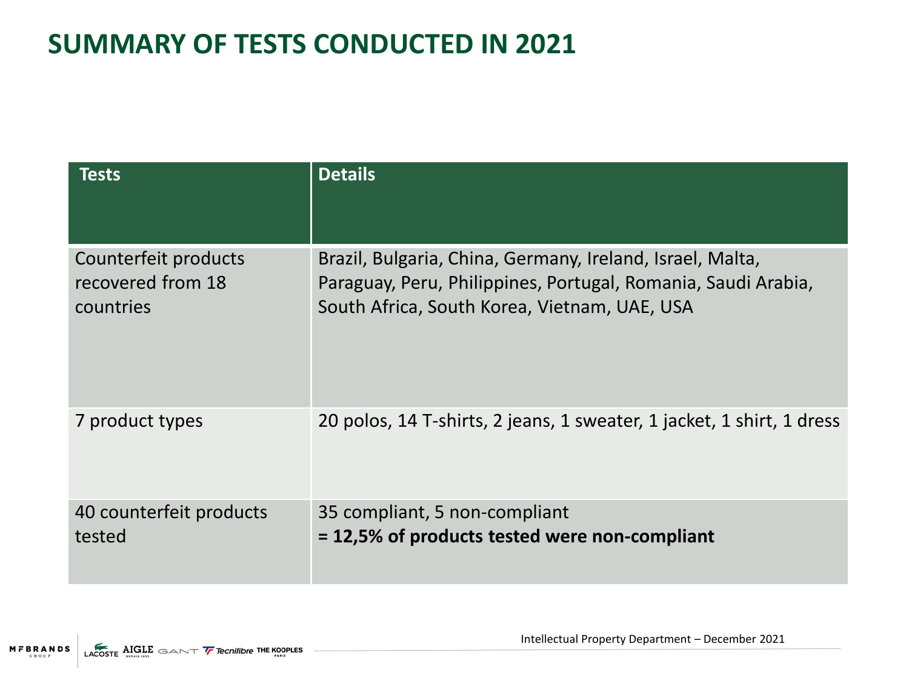# SUMMARY OF TESTS CONDUCTED IN 2021

| Tests | Details |
|---|---|
| Counterfeit products recovered from 18 countries | Brazil, Bulgaria, China, Germany, Ireland, Israel, Malta, Paraguay, Peru, Philippines, Portugal, Romania, Saudi Arabia, South Africa, South Korea, Vietnam, UAE, USA |
| 7 product types | 20 polos, 14 T-shirts, 2 jeans, 1 sweater, 1 jacket, 1 shirt, 1 dress |
| 40 counterfeit products tested | 35 compliant, 5 non-compliant<br>**= 12,5% of products tested were non-compliant** |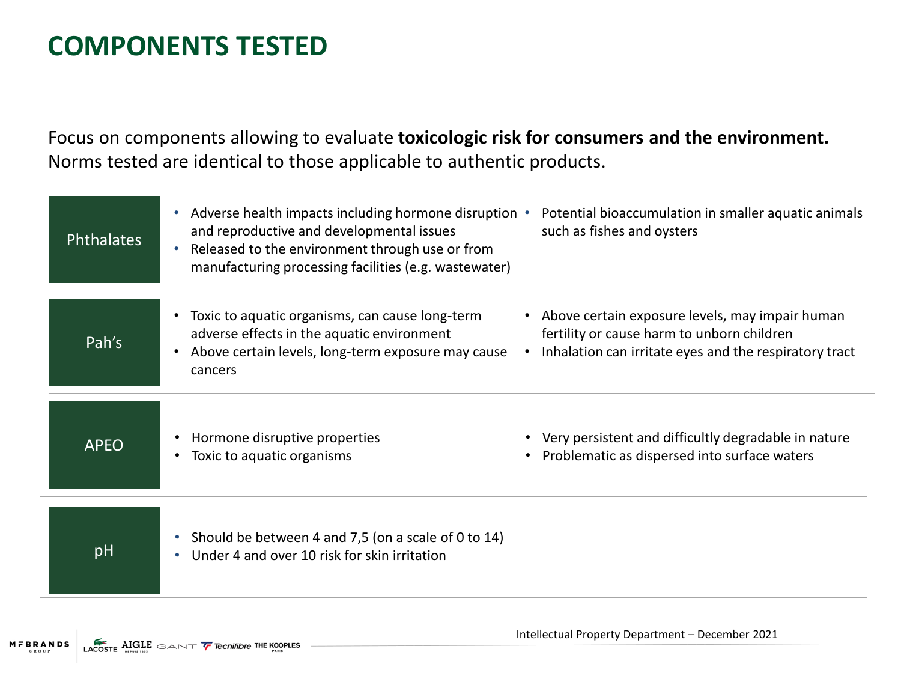# COMPONENTS TESTED

Focus on components allowing to evaluate **toxicologic risk for consumers and the environment.** Norms tested are identical to those applicable to authentic products.

| Component | Effects | |
|---|---|---|
| Phthalates | • Adverse health impacts including hormone disruption and reproductive and developmental issues<br>• Released to the environment through use or from manufacturing processing facilities (e.g. wastewater) | • Potential bioaccumulation in smaller aquatic animals such as fishes and oysters |
| Pah's | • Toxic to aquatic organisms, can cause long-term adverse effects in the aquatic environment<br>• Above certain levels, long-term exposure may cause cancers | • Above certain exposure levels, may impair human fertility or cause harm to unborn children<br>• Inhalation can irritate eyes and the respiratory tract |
| APEO | • Hormone disruptive properties<br>• Toxic to aquatic organisms | • Very persistent and difficultly degradable in nature<br>• Problematic as dispersed into surface waters |
| pH | • Should be between 4 and 7,5 (on a scale of 0 to 14)<br>• Under 4 and over 10 risk for skin irritation | |

Intellectual Property Department – December 2021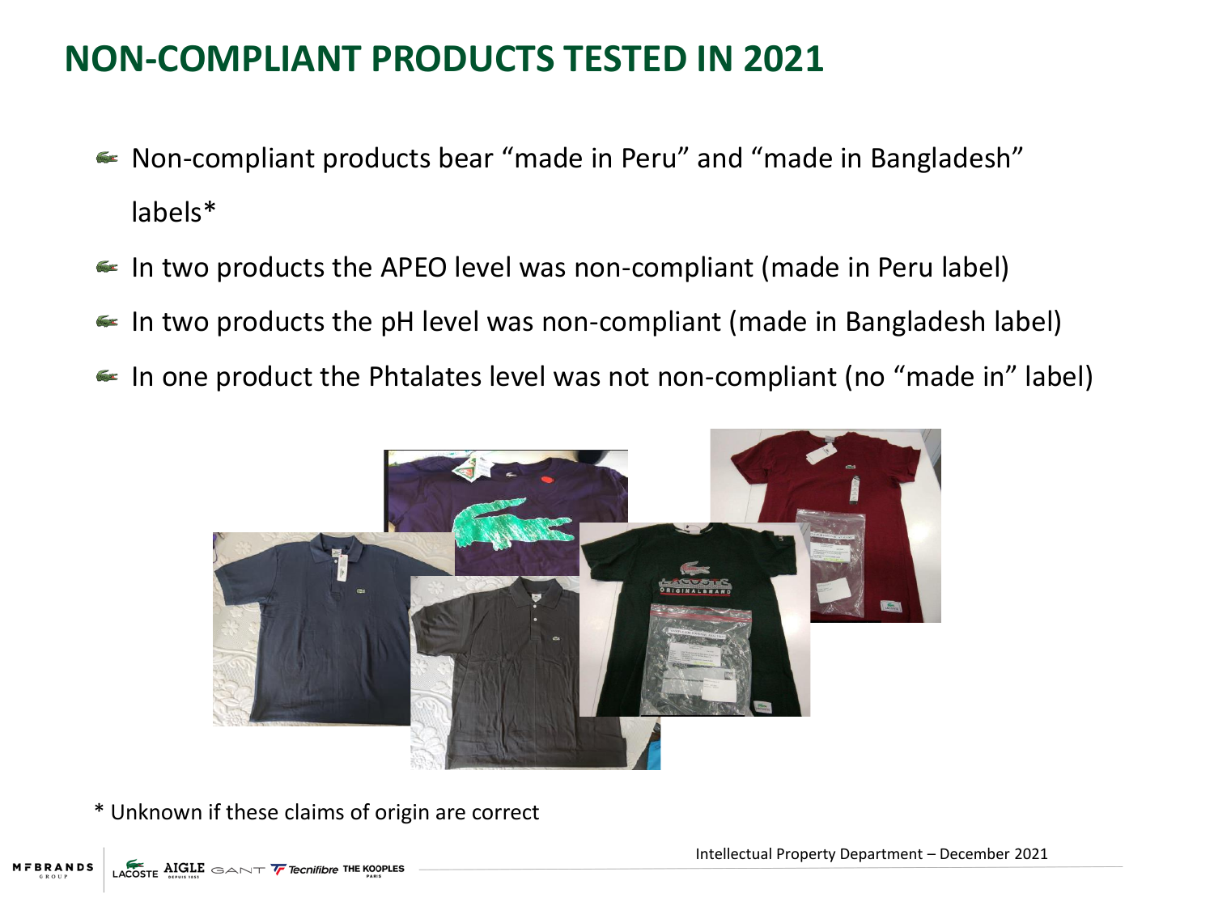# NON-COMPLIANT PRODUCTS TESTED IN 2021

- Non-compliant products bear "made in Peru" and "made in Bangladesh" labels*
- In two products the APEO level was non-compliant (made in Peru label)
- In two products the pH level was non-compliant (made in Bangladesh label)
- In one product the Phtalates level was not non-compliant (no "made in" label)

* Unknown if these claims of origin are correct

Intellectual Property Department – December 2021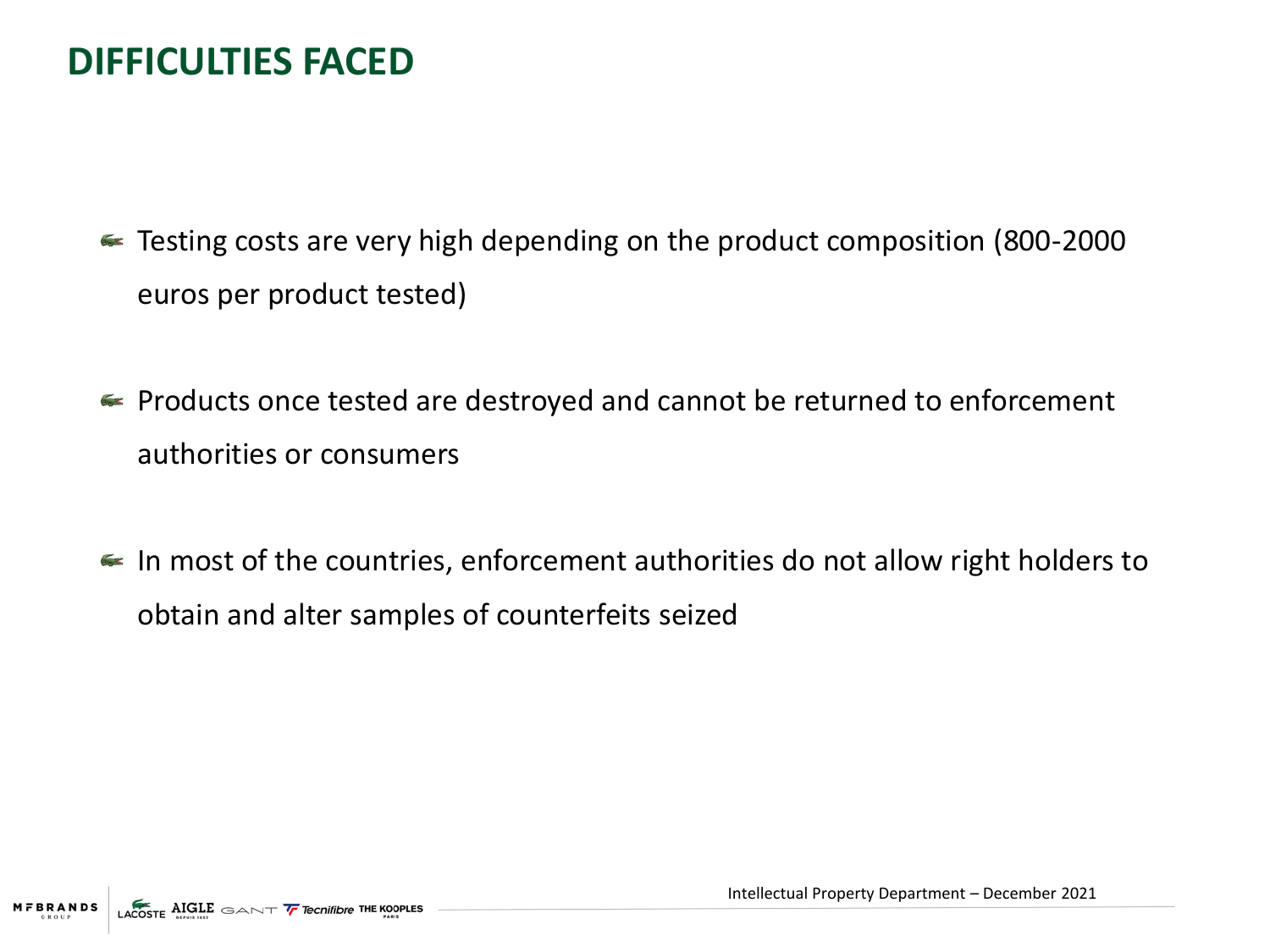# DIFFICULTIES FACED

- Testing costs are very high depending on the product composition (800-2000 euros per product tested)
- Products once tested are destroyed and cannot be returned to enforcement authorities or consumers
- In most of the countries, enforcement authorities do not allow right holders to obtain and alter samples of counterfeits seized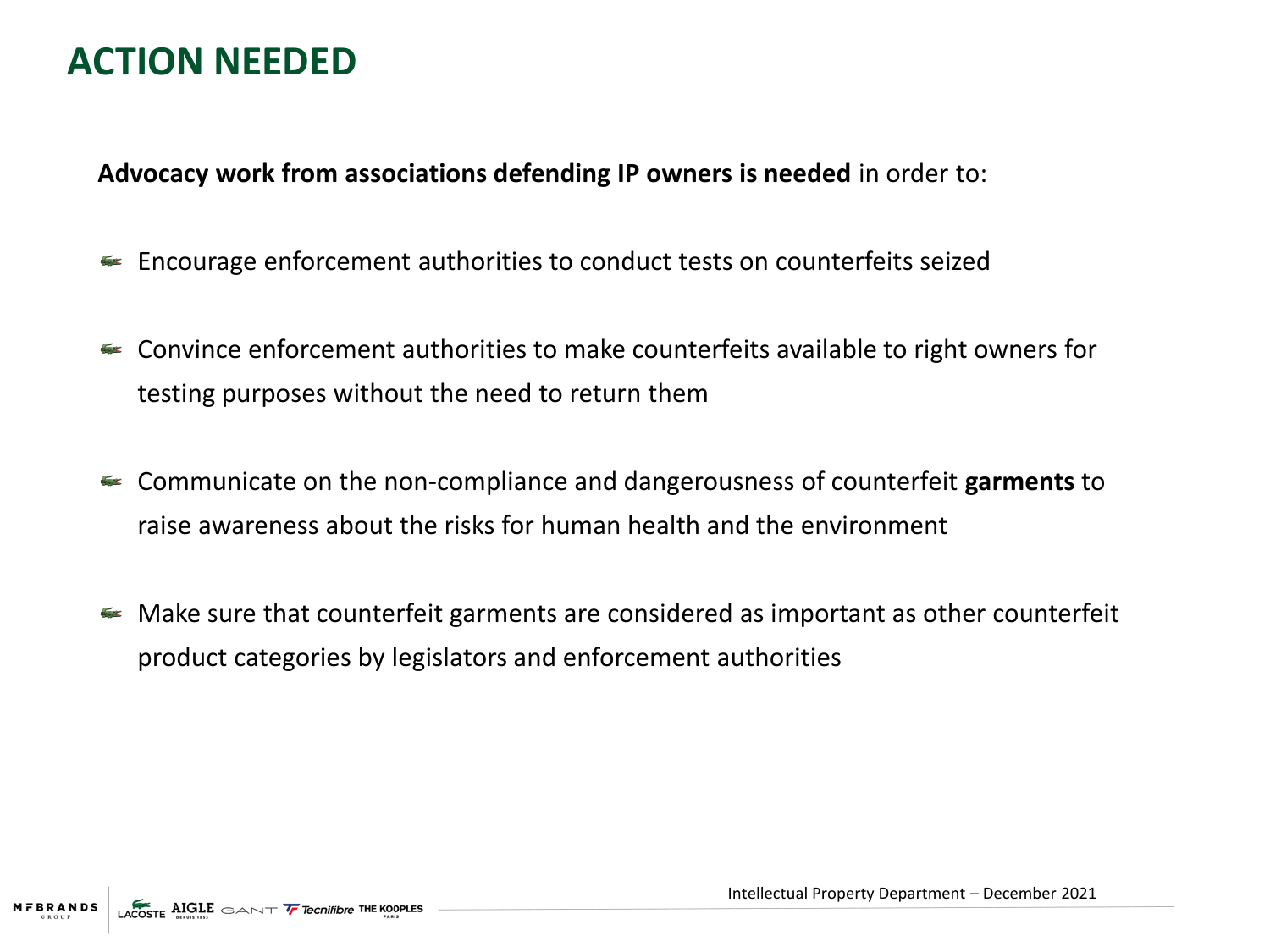# ACTION NEEDED

**Advocacy work from associations defending IP owners is needed** in order to:

- Encourage enforcement authorities to conduct tests on counterfeits seized
- Convince enforcement authorities to make counterfeits available to right owners for testing purposes without the need to return them
- Communicate on the non-compliance and dangerousness of counterfeit **garments** to raise awareness about the risks for human health and the environment
- Make sure that counterfeit garments are considered as important as other counterfeit product categories by legislators and enforcement authorities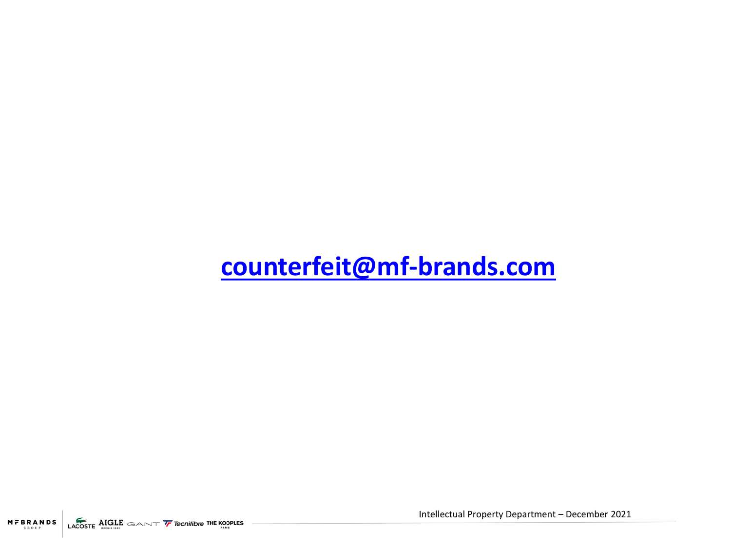**[counterfeit@mf-brands.com](mailto:counterfeit@mf-brands.com)**